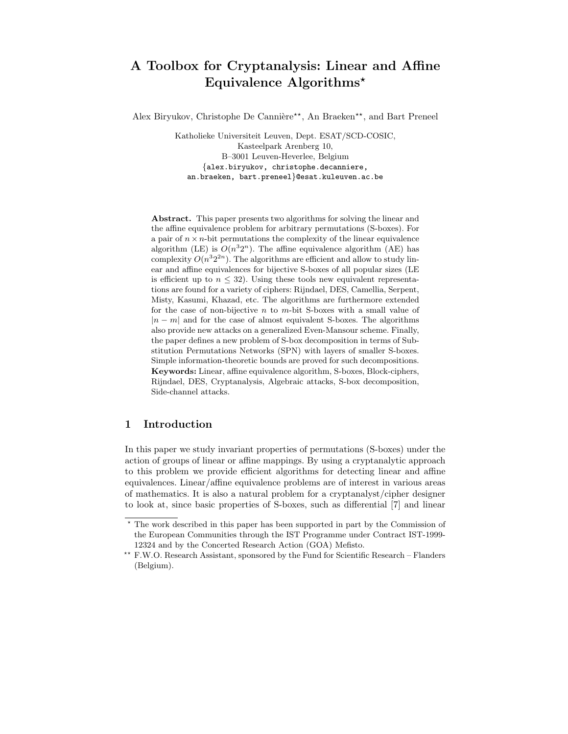# A Toolbox for Cryptanalysis: Linear and Affine Equivalence Algorithms*

Alex Biryukov, Christophe De Cannière**, An Braeken**, and Bart Preneel

Katholieke Universiteit Leuven, Dept. ESAT/SCD-COSIC,
Kasteelpark Arenberg 10,
B–3001 Leuven-Heverlee, Belgium
{alex.biryukov, christophe.decanniere,
an.braeken, bart.preneel}@esat.kuleuven.ac.be

**Abstract.** This paper presents two algorithms for solving the linear and the affine equivalence problem for arbitrary permutations (S-boxes). For a pair of $n \times n$-bit permutations the complexity of the linear equivalence algorithm (LE) is $O(n^3 2^n)$. The affine equivalence algorithm (AE) has complexity $O(n^3 2^{2n})$. The algorithms are efficient and allow to study linear and affine equivalences for bijective S-boxes of all popular sizes (LE is efficient up to $n \leq 32$). Using these tools new equivalent representations are found for a variety of ciphers: Rijndael, DES, Camellia, Serpent, Misty, Kasumi, Khazad, etc. The algorithms are furthermore extended for the case of non-bijective $n$ to $m$-bit S-boxes with a small value of $|n - m|$ and for the case of almost equivalent S-boxes. The algorithms also provide new attacks on a generalized Even-Mansour scheme. Finally, the paper defines a new problem of S-box decomposition in terms of Substitution Permutations Networks (SPN) with layers of smaller S-boxes. Simple information-theoretic bounds are proved for such decompositions.
**Keywords:** Linear, affine equivalence algorithm, S-boxes, Block-ciphers, Rijndael, DES, Cryptanalysis, Algebraic attacks, S-box decomposition, Side-channel attacks.

## 1 Introduction

In this paper we study invariant properties of permutations (S-boxes) under the action of groups of linear or affine mappings. By using a cryptanalytic approach to this problem we provide efficient algorithms for detecting linear and affine equivalences. Linear/affine equivalence problems are of interest in various areas of mathematics. It is also a natural problem for a cryptanalyst/cipher designer to look at, since basic properties of S-boxes, such as differential [7] and linear

---

* The work described in this paper has been supported in part by the Commission of the European Communities through the IST Programme under Contract IST-1999-12324 and by the Concerted Research Action (GOA) Mefisto.

** F.W.O. Research Assistant, sponsored by the Fund for Scientific Research – Flanders (Belgium).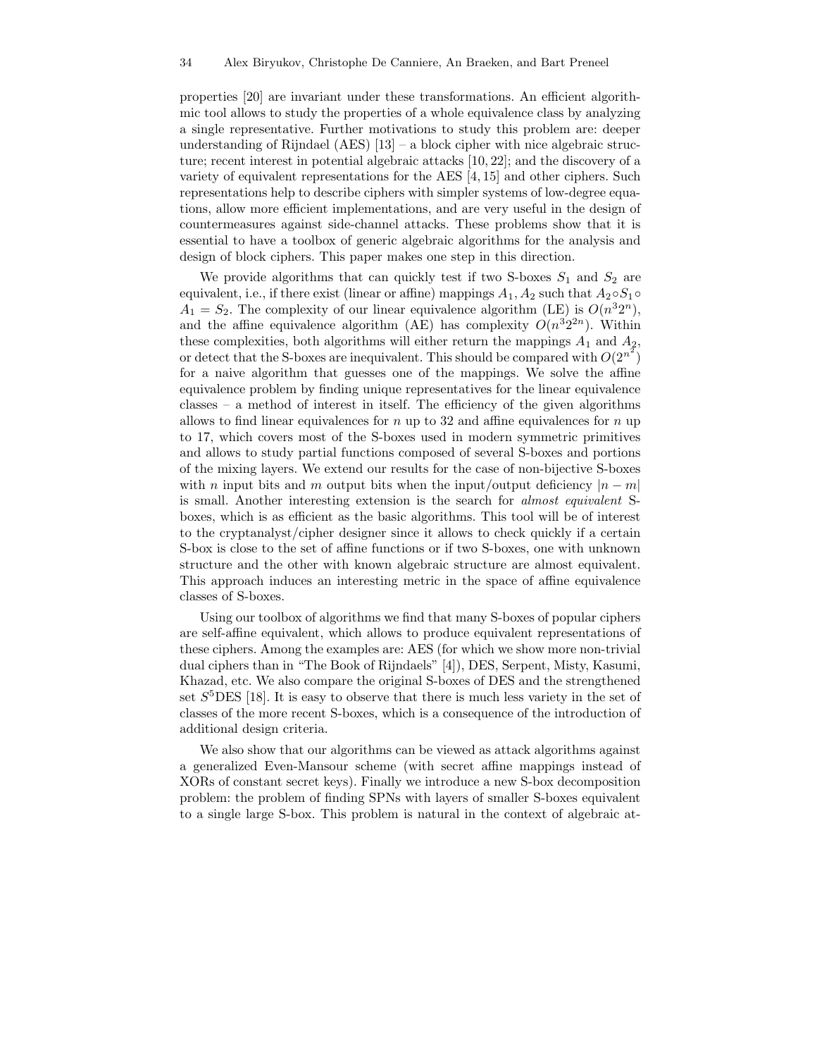properties [20] are invariant under these transformations. An efficient algorithmic tool allows to study the properties of a whole equivalence class by analyzing a single representative. Further motivations to study this problem are: deeper understanding of Rijndael (AES) [13] – a block cipher with nice algebraic structure; recent interest in potential algebraic attacks [10, 22]; and the discovery of a variety of equivalent representations for the AES [4, 15] and other ciphers. Such representations help to describe ciphers with simpler systems of low-degree equations, allow more efficient implementations, and are very useful in the design of countermeasures against side-channel attacks. These problems show that it is essential to have a toolbox of generic algebraic algorithms for the analysis and design of block ciphers. This paper makes one step in this direction.

We provide algorithms that can quickly test if two S-boxes $S_1$ and $S_2$ are equivalent, i.e., if there exist (linear or affine) mappings $A_1, A_2$ such that $A_2 \circ S_1 \circ A_1 = S_2$. The complexity of our linear equivalence algorithm (LE) is $O(n^3 2^n)$, and the affine equivalence algorithm (AE) has complexity $O(n^3 2^{2n})$. Within these complexities, both algorithms will either return the mappings $A_1$ and $A_2$, or detect that the S-boxes are inequivalent. This should be compared with $O(2^{n^2})$ for a naive algorithm that guesses one of the mappings. We solve the affine equivalence problem by finding unique representatives for the linear equivalence classes – a method of interest in itself. The efficiency of the given algorithms allows to find linear equivalences for $n$ up to 32 and affine equivalences for $n$ up to 17, which covers most of the S-boxes used in modern symmetric primitives and allows to study partial functions composed of several S-boxes and portions of the mixing layers. We extend our results for the case of non-bijective S-boxes with $n$ input bits and $m$ output bits when the input/output deficiency $|n - m|$ is small. Another interesting extension is the search for *almost equivalent* S-boxes, which is as efficient as the basic algorithms. This tool will be of interest to the cryptanalyst/cipher designer since it allows to check quickly if a certain S-box is close to the set of affine functions or if two S-boxes, one with unknown structure and the other with known algebraic structure are almost equivalent. This approach induces an interesting metric in the space of affine equivalence classes of S-boxes.

Using our toolbox of algorithms we find that many S-boxes of popular ciphers are self-affine equivalent, which allows to produce equivalent representations of these ciphers. Among the examples are: AES (for which we show more non-trivial dual ciphers than in "The Book of Rijndaels" [4]), DES, Serpent, Misty, Kasumi, Khazad, etc. We also compare the original S-boxes of DES and the strengthened set $S^5$DES [18]. It is easy to observe that there is much less variety in the set of classes of the more recent S-boxes, which is a consequence of the introduction of additional design criteria.

We also show that our algorithms can be viewed as attack algorithms against a generalized Even-Mansour scheme (with secret affine mappings instead of XORs of constant secret keys). Finally we introduce a new S-box decomposition problem: the problem of finding SPNs with layers of smaller S-boxes equivalent to a single large S-box. This problem is natural in the context of algebraic at-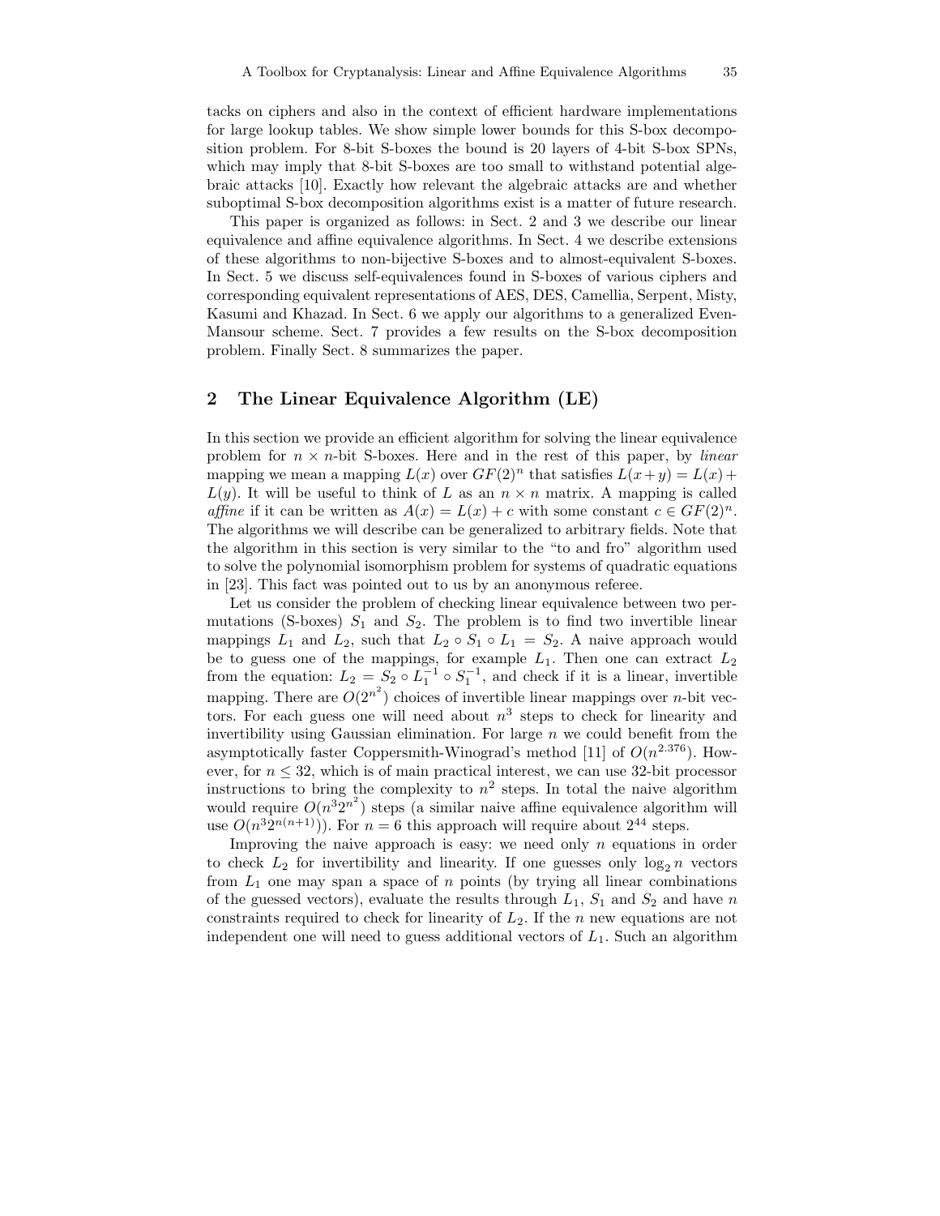tacks on ciphers and also in the context of efficient hardware implementations for large lookup tables. We show simple lower bounds for this S-box decomposition problem. For 8-bit S-boxes the bound is 20 layers of 4-bit S-box SPNs, which may imply that 8-bit S-boxes are too small to withstand potential algebraic attacks [10]. Exactly how relevant the algebraic attacks are and whether suboptimal S-box decomposition algorithms exist is a matter of future research.

This paper is organized as follows: in Sect. 2 and 3 we describe our linear equivalence and affine equivalence algorithms. In Sect. 4 we describe extensions of these algorithms to non-bijective S-boxes and to almost-equivalent S-boxes. In Sect. 5 we discuss self-equivalences found in S-boxes of various ciphers and corresponding equivalent representations of AES, DES, Camellia, Serpent, Misty, Kasumi and Khazad. In Sect. 6 we apply our algorithms to a generalized Even-Mansour scheme. Sect. 7 provides a few results on the S-box decomposition problem. Finally Sect. 8 summarizes the paper.

## 2 The Linear Equivalence Algorithm (LE)

In this section we provide an efficient algorithm for solving the linear equivalence problem for $n \times n$-bit S-boxes. Here and in the rest of this paper, by *linear* mapping we mean a mapping $L(x)$ over $GF(2)^n$ that satisfies $L(x+y) = L(x) + L(y)$. It will be useful to think of $L$ as an $n \times n$ matrix. A mapping is called *affine* if it can be written as $A(x) = L(x) + c$ with some constant $c \in GF(2)^n$. The algorithms we will describe can be generalized to arbitrary fields. Note that the algorithm in this section is very similar to the "to and fro" algorithm used to solve the polynomial isomorphism problem for systems of quadratic equations in [23]. This fact was pointed out to us by an anonymous referee.

Let us consider the problem of checking linear equivalence between two permutations (S-boxes) $S_1$ and $S_2$. The problem is to find two invertible linear mappings $L_1$ and $L_2$, such that $L_2 \circ S_1 \circ L_1 = S_2$. A naive approach would be to guess one of the mappings, for example $L_1$. Then one can extract $L_2$ from the equation: $L_2 = S_2 \circ L_1^{-1} \circ S_1^{-1}$, and check if it is a linear, invertible mapping. There are $O(2^{n^2})$ choices of invertible linear mappings over $n$-bit vectors. For each guess one will need about $n^3$ steps to check for linearity and invertibility using Gaussian elimination. For large $n$ we could benefit from the asymptotically faster Coppersmith-Winograd's method [11] of $O(n^{2.376})$. However, for $n \leq 32$, which is of main practical interest, we can use 32-bit processor instructions to bring the complexity to $n^2$ steps. In total the naive algorithm would require $O(n^3 2^{n^2})$ steps (a similar naive affine equivalence algorithm will use $O(n^3 2^{n(n+1)})$). For $n = 6$ this approach will require about $2^{44}$ steps.

Improving the naive approach is easy: we need only $n$ equations in order to check $L_2$ for invertibility and linearity. If one guesses only $\log_2 n$ vectors from $L_1$ one may span a space of $n$ points (by trying all linear combinations of the guessed vectors), evaluate the results through $L_1$, $S_1$ and $S_2$ and have $n$ constraints required to check for linearity of $L_2$. If the $n$ new equations are not independent one will need to guess additional vectors of $L_1$. Such an algorithm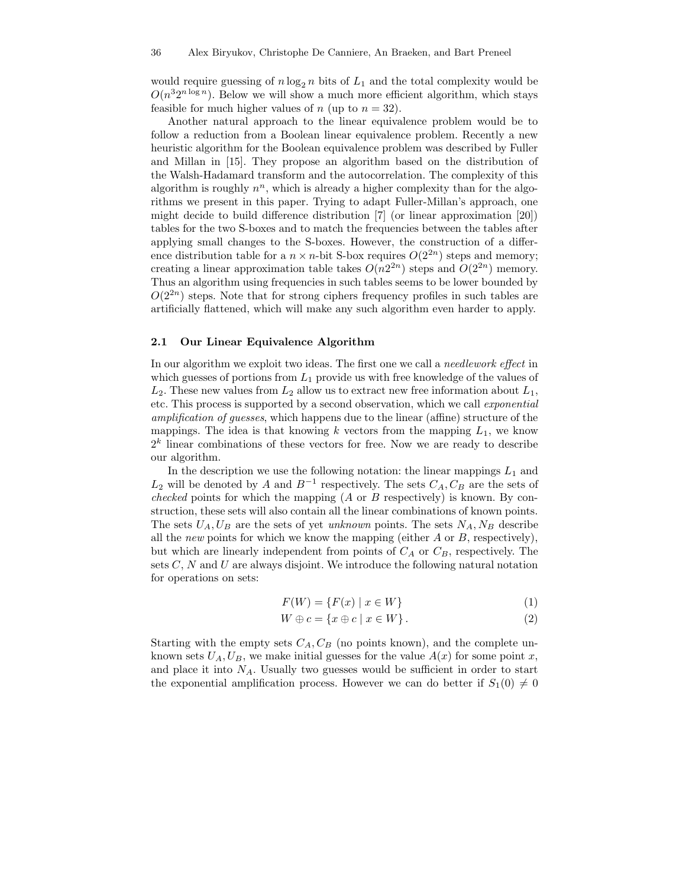would require guessing of $n \log_2 n$ bits of $L_1$ and the total complexity would be $O(n^3 2^{n \log n})$. Below we will show a much more efficient algorithm, which stays feasible for much higher values of $n$ (up to $n = 32$).

Another natural approach to the linear equivalence problem would be to follow a reduction from a Boolean linear equivalence problem. Recently a new heuristic algorithm for the Boolean equivalence problem was described by Fuller and Millan in [15]. They propose an algorithm based on the distribution of the Walsh-Hadamard transform and the autocorrelation. The complexity of this algorithm is roughly $n^n$, which is already a higher complexity than for the algorithms we present in this paper. Trying to adapt Fuller-Millan's approach, one might decide to build difference distribution [7] (or linear approximation [20]) tables for the two S-boxes and to match the frequencies between the tables after applying small changes to the S-boxes. However, the construction of a difference distribution table for a $n \times n$-bit S-box requires $O(2^{2n})$ steps and memory; creating a linear approximation table takes $O(n2^{2n})$ steps and $O(2^{2n})$ memory. Thus an algorithm using frequencies in such tables seems to be lower bounded by $O(2^{2n})$ steps. Note that for strong ciphers frequency profiles in such tables are artificially flattened, which will make any such algorithm even harder to apply.

### 2.1 Our Linear Equivalence Algorithm

In our algorithm we exploit two ideas. The first one we call a *needlework effect* in which guesses of portions from $L_1$ provide us with free knowledge of the values of $L_2$. These new values from $L_2$ allow us to extract new free information about $L_1$, etc. This process is supported by a second observation, which we call *exponential amplification of guesses*, which happens due to the linear (affine) structure of the mappings. The idea is that knowing $k$ vectors from the mapping $L_1$, we know $2^k$ linear combinations of these vectors for free. Now we are ready to describe our algorithm.

In the description we use the following notation: the linear mappings $L_1$ and $L_2$ will be denoted by $A$ and $B^{-1}$ respectively. The sets $C_A, C_B$ are the sets of *checked* points for which the mapping ($A$ or $B$ respectively) is known. By construction, these sets will also contain all the linear combinations of known points. The sets $U_A, U_B$ are the sets of yet *unknown* points. The sets $N_A, N_B$ describe all the *new* points for which we know the mapping (either $A$ or $B$, respectively), but which are linearly independent from points of $C_A$ or $C_B$, respectively. The sets $C$, $N$ and $U$ are always disjoint. We introduce the following natural notation for operations on sets:

$$F(W) = \{F(x) \mid x \in W\} \tag{1}$$

$$W \oplus c = \{x \oplus c \mid x \in W\}. \tag{2}$$

Starting with the empty sets $C_A, C_B$ (no points known), and the complete unknown sets $U_A, U_B$, we make initial guesses for the value $A(x)$ for some point $x$, and place it into $N_A$. Usually two guesses would be sufficient in order to start the exponential amplification process. However we can do better if $S_1(0) \neq 0$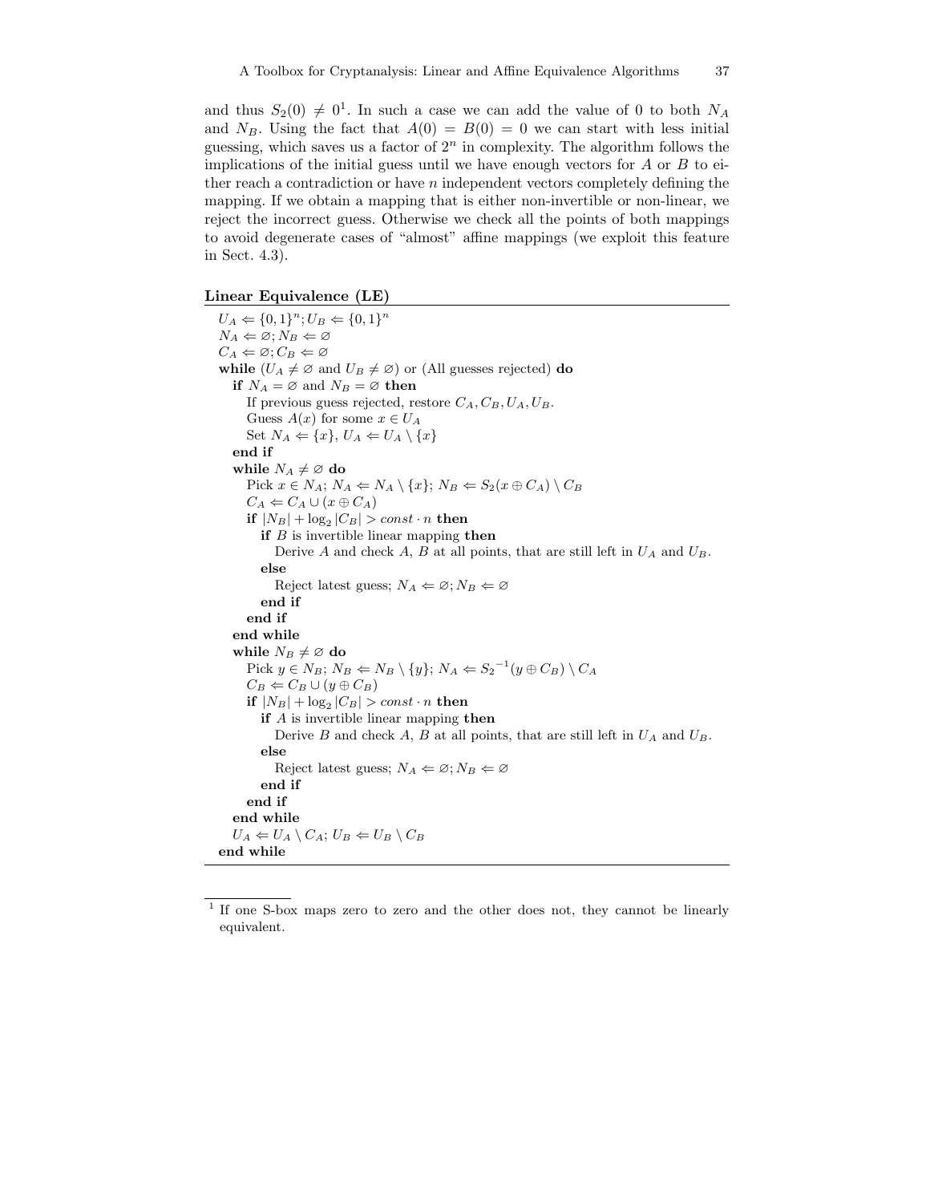and thus $S_2(0) \neq 0$[1]. In such a case we can add the value of 0 to both $N_A$ and $N_B$. Using the fact that $A(0) = B(0) = 0$ we can start with less initial guessing, which saves us a factor of $2^n$ in complexity. The algorithm follows the implications of the initial guess until we have enough vectors for $A$ or $B$ to either reach a contradiction or have $n$ independent vectors completely defining the mapping. If we obtain a mapping that is either non-invertible or non-linear, we reject the incorrect guess. Otherwise we check all the points of both mappings to avoid degenerate cases of "almost" affine mappings (we exploit this feature in Sect. 4.3).

**Linear Equivalence (LE)**

$U_A \Leftarrow \{0,1\}^n; U_B \Leftarrow \{0,1\}^n$
$N_A \Leftarrow \varnothing; N_B \Leftarrow \varnothing$
$C_A \Leftarrow \varnothing; C_B \Leftarrow \varnothing$
**while** ($U_A \neq \varnothing$ and $U_B \neq \varnothing$) or (All guesses rejected) **do**
  **if** $N_A = \varnothing$ and $N_B = \varnothing$ **then**
    If previous guess rejected, restore $C_A, C_B, U_A, U_B$.
    Guess $A(x)$ for some $x \in U_A$
    Set $N_A \Leftarrow \{x\}$, $U_A \Leftarrow U_A \setminus \{x\}$
  **end if**
  **while** $N_A \neq \varnothing$ **do**
    Pick $x \in N_A$; $N_A \Leftarrow N_A \setminus \{x\}$; $N_B \Leftarrow S_2(x \oplus C_A) \setminus C_B$
    $C_A \Leftarrow C_A \cup (x \oplus C_A)$
    **if** $|N_B| + \log_2 |C_B| > const \cdot n$ **then**
      **if** $B$ is invertible linear mapping **then**
        Derive $A$ and check $A$, $B$ at all points, that are still left in $U_A$ and $U_B$.
      **else**
        Reject latest guess; $N_A \Leftarrow \varnothing; N_B \Leftarrow \varnothing$
      **end if**
    **end if**
  **end while**
  **while** $N_B \neq \varnothing$ **do**
    Pick $y \in N_B$; $N_B \Leftarrow N_B \setminus \{y\}$; $N_A \Leftarrow {S_2}^{-1}(y \oplus C_B) \setminus C_A$
    $C_B \Leftarrow C_B \cup (y \oplus C_B)$
    **if** $|N_B| + \log_2 |C_B| > const \cdot n$ **then**
      **if** $A$ is invertible linear mapping **then**
        Derive $B$ and check $A$, $B$ at all points, that are still left in $U_A$ and $U_B$.
      **else**
        Reject latest guess; $N_A \Leftarrow \varnothing; N_B \Leftarrow \varnothing$
      **end if**
    **end if**
  **end while**
  $U_A \Leftarrow U_A \setminus C_A$; $U_B \Leftarrow U_B \setminus C_B$
**end while**

---

[1] If one S-box maps zero to zero and the other does not, they cannot be linearly equivalent.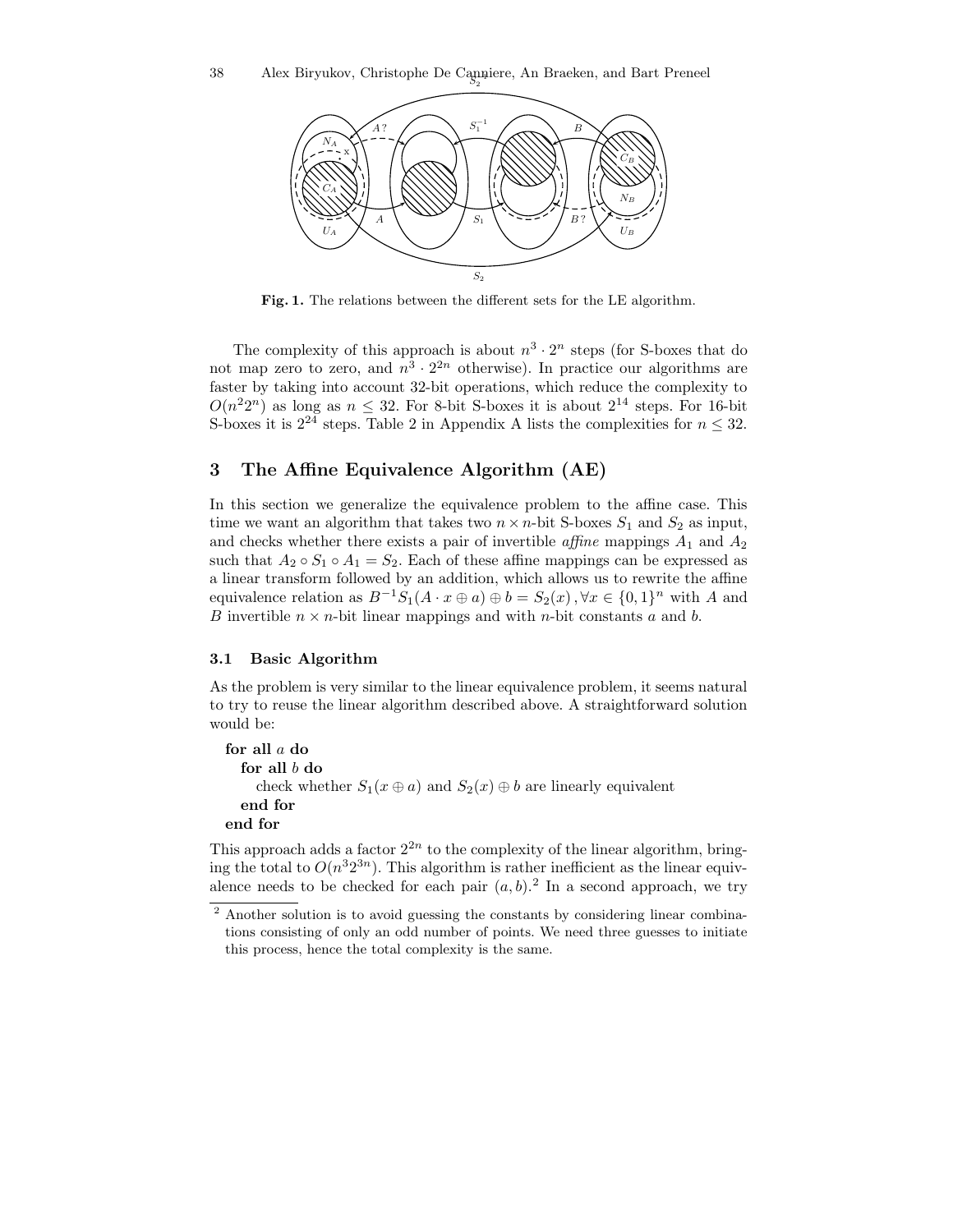**Fig. 1.** The relations between the different sets for the LE algorithm.

The complexity of this approach is about $n^3 \cdot 2^n$ steps (for S-boxes that do not map zero to zero, and $n^3 \cdot 2^{2n}$ otherwise). In practice our algorithms are faster by taking into account 32-bit operations, which reduce the complexity to $O(n^2 2^n)$ as long as $n \leq 32$. For 8-bit S-boxes it is about $2^{14}$ steps. For 16-bit S-boxes it is $2^{24}$ steps. Table 2 in Appendix A lists the complexities for $n \leq 32$.

## 3 The Affine Equivalence Algorithm (AE)

In this section we generalize the equivalence problem to the affine case. This time we want an algorithm that takes two $n \times n$-bit S-boxes $S_1$ and $S_2$ as input, and checks whether there exists a pair of invertible *affine* mappings $A_1$ and $A_2$ such that $A_2 \circ S_1 \circ A_1 = S_2$. Each of these affine mappings can be expressed as a linear transform followed by an addition, which allows us to rewrite the affine equivalence relation as $B^{-1} S_1(A \cdot x \oplus a) \oplus b = S_2(x)\,, \forall x \in \{0,1\}^n$ with $A$ and $B$ invertible $n \times n$-bit linear mappings and with $n$-bit constants $a$ and $b$.

### 3.1 Basic Algorithm

As the problem is very similar to the linear equivalence problem, it seems natural to try to reuse the linear algorithm described above. A straightforward solution would be:

**for all** $a$ **do**
  **for all** $b$ **do**
    check whether $S_1(x \oplus a)$ and $S_2(x) \oplus b$ are linearly equivalent
  **end for**
**end for**

This approach adds a factor $2^{2n}$ to the complexity of the linear algorithm, bringing the total to $O(n^3 2^{3n})$. This algorithm is rather inefficient as the linear equivalence needs to be checked for each pair $(a, b)$.[2] In a second approach, we try

[2] Another solution is to avoid guessing the constants by considering linear combinations consisting of only an odd number of points. We need three guesses to initiate this process, hence the total complexity is the same.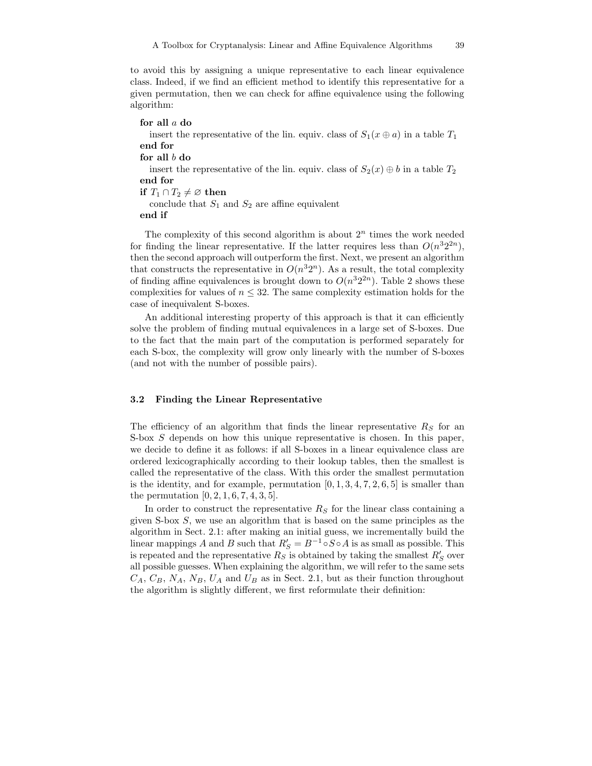to avoid this by assigning a unique representative to each linear equivalence class. Indeed, if we find an efficient method to identify this representative for a given permutation, then we can check for affine equivalence using the following algorithm:

```
for all a do
    insert the representative of the lin. equiv. class of S_1(x ⊕ a) in a table T_1
end for
for all b do
    insert the representative of the lin. equiv. class of S_2(x) ⊕ b in a table T_2
end for
if T_1 ∩ T_2 ≠ ∅ then
    conclude that S_1 and S_2 are affine equivalent
end if
```

The complexity of this second algorithm is about $2^n$ times the work needed for finding the linear representative. If the latter requires less than $O(n^3 2^{2n})$, then the second approach will outperform the first. Next, we present an algorithm that constructs the representative in $O(n^3 2^n)$. As a result, the total complexity of finding affine equivalences is brought down to $O(n^3 2^{2n})$. Table 2 shows these complexities for values of $n \leq 32$. The same complexity estimation holds for the case of inequivalent S-boxes.

An additional interesting property of this approach is that it can efficiently solve the problem of finding mutual equivalences in a large set of S-boxes. Due to the fact that the main part of the computation is performed separately for each S-box, the complexity will grow only linearly with the number of S-boxes (and not with the number of possible pairs).

### 3.2 Finding the Linear Representative

The efficiency of an algorithm that finds the linear representative $R_S$ for an S-box $S$ depends on how this unique representative is chosen. In this paper, we decide to define it as follows: if all S-boxes in a linear equivalence class are ordered lexicographically according to their lookup tables, then the smallest is called the representative of the class. With this order the smallest permutation is the identity, and for example, permutation $[0, 1, 3, 4, 7, 2, 6, 5]$ is smaller than the permutation $[0, 2, 1, 6, 7, 4, 3, 5]$.

In order to construct the representative $R_S$ for the linear class containing a given S-box $S$, we use an algorithm that is based on the same principles as the algorithm in Sect. 2.1: after making an initial guess, we incrementally build the linear mappings $A$ and $B$ such that $R'_S = B^{-1} \circ S \circ A$ is as small as possible. This is repeated and the representative $R_S$ is obtained by taking the smallest $R'_S$ over all possible guesses. When explaining the algorithm, we will refer to the same sets $C_A$, $C_B$, $N_A$, $N_B$, $U_A$ and $U_B$ as in Sect. 2.1, but as their function throughout the algorithm is slightly different, we first reformulate their definition: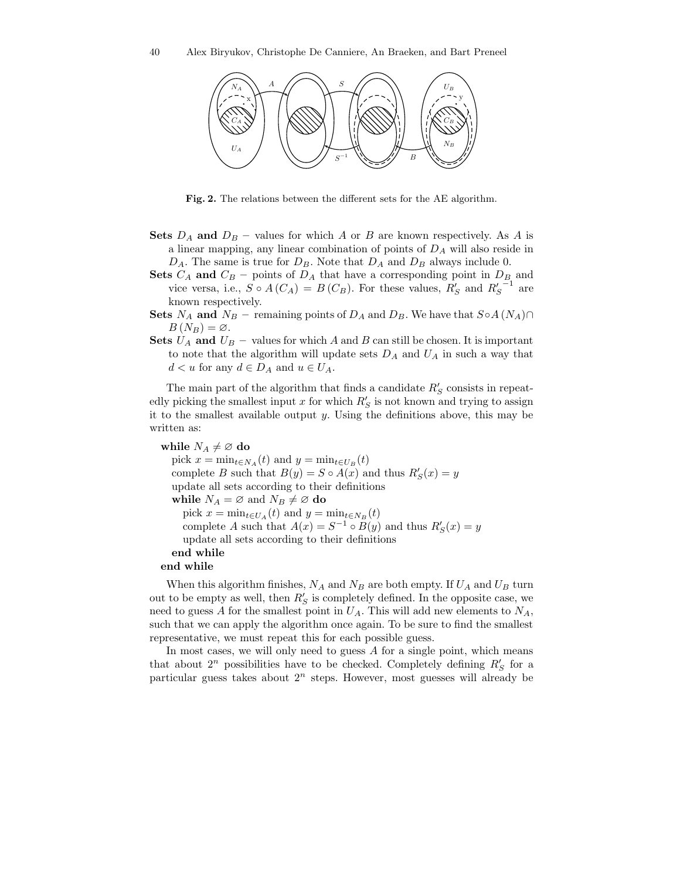**Fig. 2.** The relations between the different sets for the AE algorithm.

**Sets $D_A$ and $D_B$** − values for which $A$ or $B$ are known respectively. As $A$ is a linear mapping, any linear combination of points of $D_A$ will also reside in $D_A$. The same is true for $D_B$. Note that $D_A$ and $D_B$ always include 0.

**Sets $C_A$ and $C_B$** − points of $D_A$ that have a corresponding point in $D_B$ and vice versa, i.e., $S \circ A(C_A) = B(C_B)$. For these values, $R'_S$ and $R'^{-1}_S$ are known respectively.

**Sets $N_A$ and $N_B$** − remaining points of $D_A$ and $D_B$. We have that $S \circ A(N_A) \cap B(N_B) = \varnothing$.

**Sets $U_A$ and $U_B$** − values for which $A$ and $B$ can still be chosen. It is important to note that the algorithm will update sets $D_A$ and $U_A$ in such a way that $d < u$ for any $d \in D_A$ and $u \in U_A$.

The main part of the algorithm that finds a candidate $R'_S$ consists in repeatedly picking the smallest input $x$ for which $R'_S$ is not known and trying to assign it to the smallest available output $y$. Using the definitions above, this may be written as:

**while** $N_A \neq \varnothing$ **do**
  pick $x = \min_{t \in N_A}(t)$ and $y = \min_{t \in U_B}(t)$
  complete $B$ such that $B(y) = S \circ A(x)$ and thus $R'_S(x) = y$
  update all sets according to their definitions
  **while** $N_A = \varnothing$ and $N_B \neq \varnothing$ **do**
    pick $x = \min_{t \in U_A}(t)$ and $y = \min_{t \in N_B}(t)$
    complete $A$ such that $A(x) = S^{-1} \circ B(y)$ and thus $R'_S(x) = y$
    update all sets according to their definitions
  **end while**
**end while**

When this algorithm finishes, $N_A$ and $N_B$ are both empty. If $U_A$ and $U_B$ turn out to be empty as well, then $R'_S$ is completely defined. In the opposite case, we need to guess $A$ for the smallest point in $U_A$. This will add new elements to $N_A$, such that we can apply the algorithm once again. To be sure to find the smallest representative, we must repeat this for each possible guess.

In most cases, we will only need to guess $A$ for a single point, which means that about $2^n$ possibilities have to be checked. Completely defining $R'_S$ for a particular guess takes about $2^n$ steps. However, most guesses will already be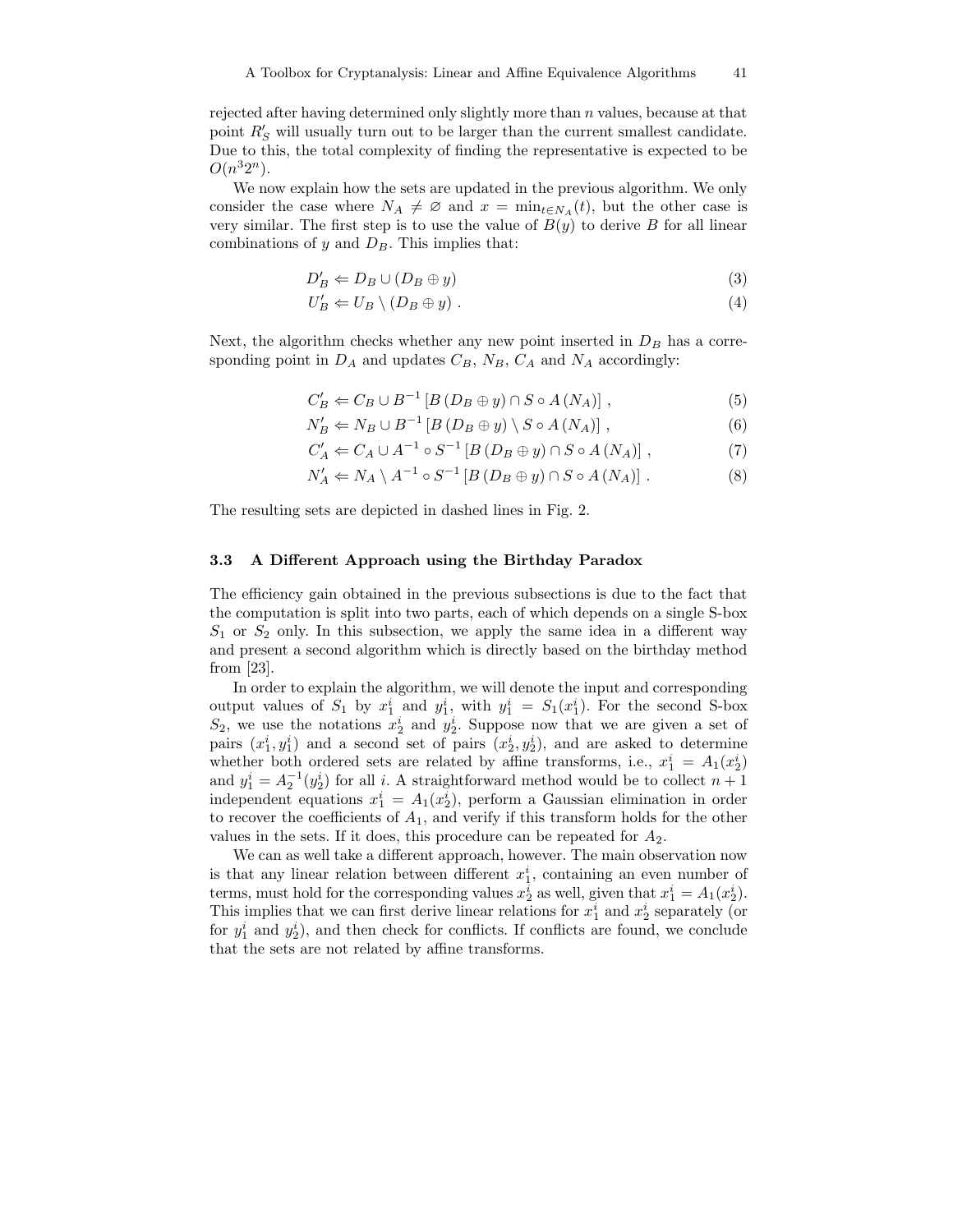rejected after having determined only slightly more than $n$ values, because at that point $R'_S$ will usually turn out to be larger than the current smallest candidate. Due to this, the total complexity of finding the representative is expected to be $O(n^3 2^n)$.

We now explain how the sets are updated in the previous algorithm. We only consider the case where $N_A \neq \varnothing$ and $x = \min_{t \in N_A}(t)$, but the other case is very similar. The first step is to use the value of $B(y)$ to derive $B$ for all linear combinations of $y$ and $D_B$. This implies that:

$$D'_B \Leftarrow D_B \cup (D_B \oplus y) \tag{3}$$

$$U'_B \Leftarrow U_B \setminus (D_B \oplus y) \; . \tag{4}$$

Next, the algorithm checks whether any new point inserted in $D_B$ has a corresponding point in $D_A$ and updates $C_B$, $N_B$, $C_A$ and $N_A$ accordingly:

$$C'_B \Leftarrow C_B \cup B^{-1}\left[B\left(D_B \oplus y\right) \cap S \circ A\left(N_A\right)\right] \; , \tag{5}$$

$$N'_B \Leftarrow N_B \cup B^{-1}\left[B\left(D_B \oplus y\right) \setminus S \circ A\left(N_A\right)\right] \; , \tag{6}$$

$$C'_A \Leftarrow C_A \cup A^{-1} \circ S^{-1}\left[B\left(D_B \oplus y\right) \cap S \circ A\left(N_A\right)\right] \; , \tag{7}$$

$$N'_A \Leftarrow N_A \setminus A^{-1} \circ S^{-1}\left[B\left(D_B \oplus y\right) \cap S \circ A\left(N_A\right)\right] \; . \tag{8}$$

The resulting sets are depicted in dashed lines in Fig. 2.

### 3.3 A Different Approach using the Birthday Paradox

The efficiency gain obtained in the previous subsections is due to the fact that the computation is split into two parts, each of which depends on a single S-box $S_1$ or $S_2$ only. In this subsection, we apply the same idea in a different way and present a second algorithm which is directly based on the birthday method from [23].

In order to explain the algorithm, we will denote the input and corresponding output values of $S_1$ by $x_1^i$ and $y_1^i$, with $y_1^i = S_1(x_1^i)$. For the second S-box $S_2$, we use the notations $x_2^i$ and $y_2^i$. Suppose now that we are given a set of pairs $(x_1^i, y_1^i)$ and a second set of pairs $(x_2^i, y_2^i)$, and are asked to determine whether both ordered sets are related by affine transforms, i.e., $x_1^i = A_1(x_2^i)$ and $y_1^i = A_2^{-1}(y_2^i)$ for all $i$. A straightforward method would be to collect $n+1$ independent equations $x_1^i = A_1(x_2^i)$, perform a Gaussian elimination in order to recover the coefficients of $A_1$, and verify if this transform holds for the other values in the sets. If it does, this procedure can be repeated for $A_2$.

We can as well take a different approach, however. The main observation now is that any linear relation between different $x_1^i$, containing an even number of terms, must hold for the corresponding values $x_2^i$ as well, given that $x_1^i = A_1(x_2^i)$. This implies that we can first derive linear relations for $x_1^i$ and $x_2^i$ separately (or for $y_1^i$ and $y_2^i$), and then check for conflicts. If conflicts are found, we conclude that the sets are not related by affine transforms.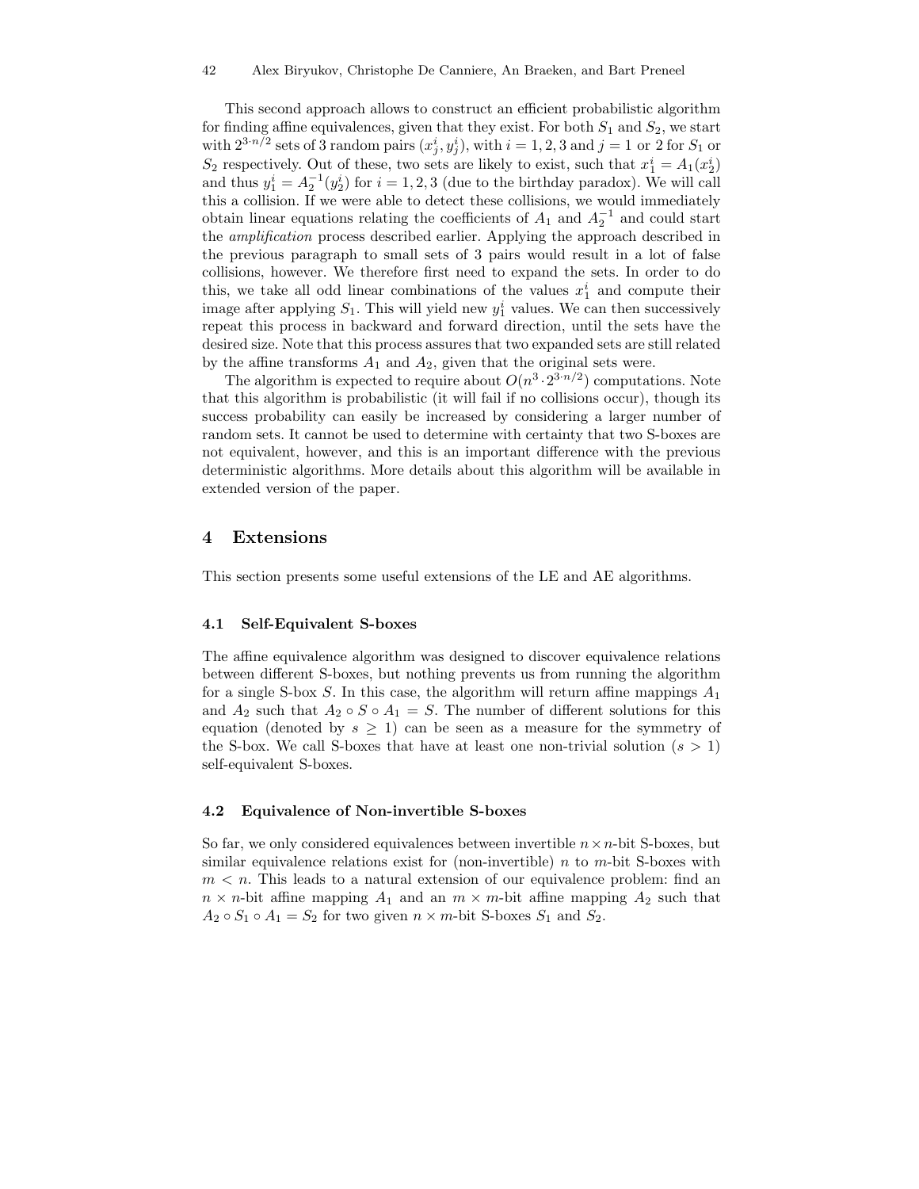This second approach allows to construct an efficient probabilistic algorithm for finding affine equivalences, given that they exist. For both $S_1$ and $S_2$, we start with $2^{3 \cdot n/2}$ sets of 3 random pairs $(x_j^i, y_j^i)$, with $i = 1, 2, 3$ and $j = 1$ or 2 for $S_1$ or $S_2$ respectively. Out of these, two sets are likely to exist, such that $x_1^i = A_1(x_2^i)$ and thus $y_1^i = A_2^{-1}(y_2^i)$ for $i = 1, 2, 3$ (due to the birthday paradox). We will call this a collision. If we were able to detect these collisions, we would immediately obtain linear equations relating the coefficients of $A_1$ and $A_2^{-1}$ and could start the *amplification* process described earlier. Applying the approach described in the previous paragraph to small sets of 3 pairs would result in a lot of false collisions, however. We therefore first need to expand the sets. In order to do this, we take all odd linear combinations of the values $x_1^i$ and compute their image after applying $S_1$. This will yield new $y_1^i$ values. We can then successively repeat this process in backward and forward direction, until the sets have the desired size. Note that this process assures that two expanded sets are still related by the affine transforms $A_1$ and $A_2$, given that the original sets were.

The algorithm is expected to require about $O(n^3 \cdot 2^{3 \cdot n/2})$ computations. Note that this algorithm is probabilistic (it will fail if no collisions occur), though its success probability can easily be increased by considering a larger number of random sets. It cannot be used to determine with certainty that two S-boxes are not equivalent, however, and this is an important difference with the previous deterministic algorithms. More details about this algorithm will be available in extended version of the paper.

## 4 Extensions

This section presents some useful extensions of the LE and AE algorithms.

### 4.1 Self-Equivalent S-boxes

The affine equivalence algorithm was designed to discover equivalence relations between different S-boxes, but nothing prevents us from running the algorithm for a single S-box $S$. In this case, the algorithm will return affine mappings $A_1$ and $A_2$ such that $A_2 \circ S \circ A_1 = S$. The number of different solutions for this equation (denoted by $s \geq 1$) can be seen as a measure for the symmetry of the S-box. We call S-boxes that have at least one non-trivial solution ($s > 1$) self-equivalent S-boxes.

### 4.2 Equivalence of Non-invertible S-boxes

So far, we only considered equivalences between invertible $n \times n$-bit S-boxes, but similar equivalence relations exist for (non-invertible) $n$ to $m$-bit S-boxes with $m < n$. This leads to a natural extension of our equivalence problem: find an $n \times n$-bit affine mapping $A_1$ and an $m \times m$-bit affine mapping $A_2$ such that $A_2 \circ S_1 \circ A_1 = S_2$ for two given $n \times m$-bit S-boxes $S_1$ and $S_2$.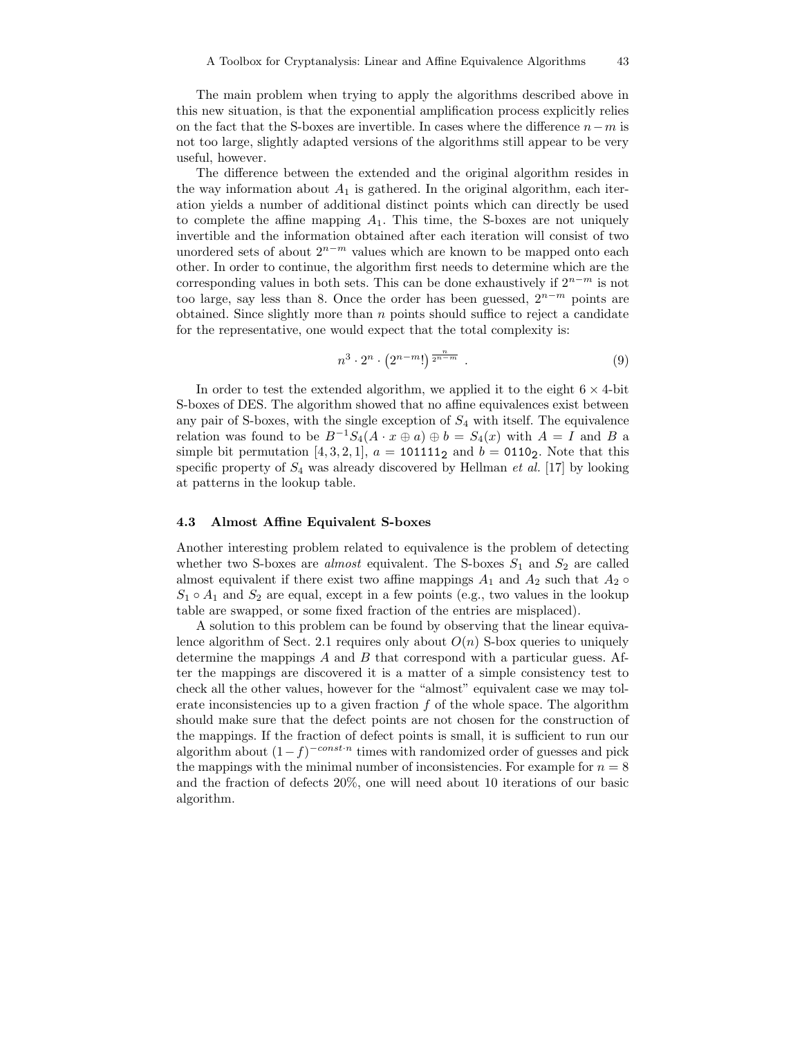The main problem when trying to apply the algorithms described above in this new situation, is that the exponential amplification process explicitly relies on the fact that the S-boxes are invertible. In cases where the difference $n-m$ is not too large, slightly adapted versions of the algorithms still appear to be very useful, however.

The difference between the extended and the original algorithm resides in the way information about $A_1$ is gathered. In the original algorithm, each iteration yields a number of additional distinct points which can directly be used to complete the affine mapping $A_1$. This time, the S-boxes are not uniquely invertible and the information obtained after each iteration will consist of two unordered sets of about $2^{n-m}$ values which are known to be mapped onto each other. In order to continue, the algorithm first needs to determine which are the corresponding values in both sets. This can be done exhaustively if $2^{n-m}$ is not too large, say less than 8. Once the order has been guessed, $2^{n-m}$ points are obtained. Since slightly more than $n$ points should suffice to reject a candidate for the representative, one would expect that the total complexity is:

$$n^3 \cdot 2^n \cdot \left(2^{n-m}!\right)^{\frac{n}{2^{n-m}}} \ . \tag{9}$$

In order to test the extended algorithm, we applied it to the eight $6 \times 4$-bit S-boxes of DES. The algorithm showed that no affine equivalences exist between any pair of S-boxes, with the single exception of $S_4$ with itself. The equivalence relation was found to be $B^{-1}S_4(A \cdot x \oplus a) \oplus b = S_4(x)$ with $A = I$ and $B$ a simple bit permutation $[4, 3, 2, 1]$, $a = \texttt{101111}_2$ and $b = \texttt{0110}_2$. Note that this specific property of $S_4$ was already discovered by Hellman *et al.* [17] by looking at patterns in the lookup table.

### 4.3 Almost Affine Equivalent S-boxes

Another interesting problem related to equivalence is the problem of detecting whether two S-boxes are *almost* equivalent. The S-boxes $S_1$ and $S_2$ are called almost equivalent if there exist two affine mappings $A_1$ and $A_2$ such that $A_2 \circ S_1 \circ A_1$ and $S_2$ are equal, except in a few points (e.g., two values in the lookup table are swapped, or some fixed fraction of the entries are misplaced).

A solution to this problem can be found by observing that the linear equivalence algorithm of Sect. 2.1 requires only about $O(n)$ S-box queries to uniquely determine the mappings $A$ and $B$ that correspond with a particular guess. After the mappings are discovered it is a matter of a simple consistency test to check all the other values, however for the "almost" equivalent case we may tolerate inconsistencies up to a given fraction $f$ of the whole space. The algorithm should make sure that the defect points are not chosen for the construction of the mappings. If the fraction of defect points is small, it is sufficient to run our algorithm about $(1-f)^{-const \cdot n}$ times with randomized order of guesses and pick the mappings with the minimal number of inconsistencies. For example for $n = 8$ and the fraction of defects 20%, one will need about 10 iterations of our basic algorithm.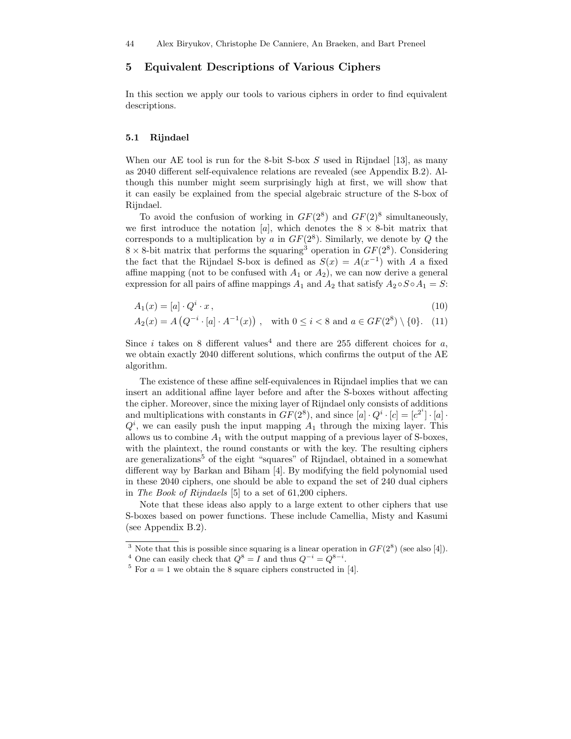## 5 Equivalent Descriptions of Various Ciphers

In this section we apply our tools to various ciphers in order to find equivalent descriptions.

### 5.1 Rijndael

When our AE tool is run for the 8-bit S-box $S$ used in Rijndael [13], as many as 2040 different self-equivalence relations are revealed (see Appendix B.2). Although this number might seem surprisingly high at first, we will show that it can easily be explained from the special algebraic structure of the S-box of Rijndael.

To avoid the confusion of working in $GF(2^8)$ and $GF(2)^8$ simultaneously, we first introduce the notation $[a]$, which denotes the $8 \times 8$-bit matrix that corresponds to a multiplication by $a$ in $GF(2^8)$. Similarly, we denote by $Q$ the $8 \times 8$-bit matrix that performs the squaring[3] operation in $GF(2^8)$. Considering the fact that the Rijndael S-box is defined as $S(x) = A(x^{-1})$ with $A$ a fixed affine mapping (not to be confused with $A_1$ or $A_2$), we can now derive a general expression for all pairs of affine mappings $A_1$ and $A_2$ that satisfy $A_2 \circ S \circ A_1 = S$:

$$A_1(x) = [a] \cdot Q^i \cdot x\,, \tag{10}$$

$$A_2(x) = A\left(Q^{-i} \cdot [a] \cdot A^{-1}(x)\right)\,, \quad \text{with } 0 \le i < 8 \text{ and } a \in GF(2^8) \setminus \{0\}. \tag{11}$$

Since $i$ takes on 8 different values[4] and there are 255 different choices for $a$, we obtain exactly 2040 different solutions, which confirms the output of the AE algorithm.

The existence of these affine self-equivalences in Rijndael implies that we can insert an additional affine layer before and after the S-boxes without affecting the cipher. Moreover, since the mixing layer of Rijndael only consists of additions and multiplications with constants in $GF(2^8)$, and since $[a] \cdot Q^i \cdot [c] = [c^{2^i}] \cdot [a] \cdot Q^i$, we can easily push the input mapping $A_1$ through the mixing layer. This allows us to combine $A_1$ with the output mapping of a previous layer of S-boxes, with the plaintext, the round constants or with the key. The resulting ciphers are generalizations[5] of the eight "squares" of Rijndael, obtained in a somewhat different way by Barkan and Biham [4]. By modifying the field polynomial used in these 2040 ciphers, one should be able to expand the set of 240 dual ciphers in *The Book of Rijndaels* [5] to a set of 61,200 ciphers.

Note that these ideas also apply to a large extent to other ciphers that use S-boxes based on power functions. These include Camellia, Misty and Kasumi (see Appendix B.2).

---

[3] Note that this is possible since squaring is a linear operation in $GF(2^8)$ (see also [4]).

[4] One can easily check that $Q^8 = I$ and thus $Q^{-i} = Q^{8-i}$.

[5] For $a = 1$ we obtain the 8 square ciphers constructed in [4].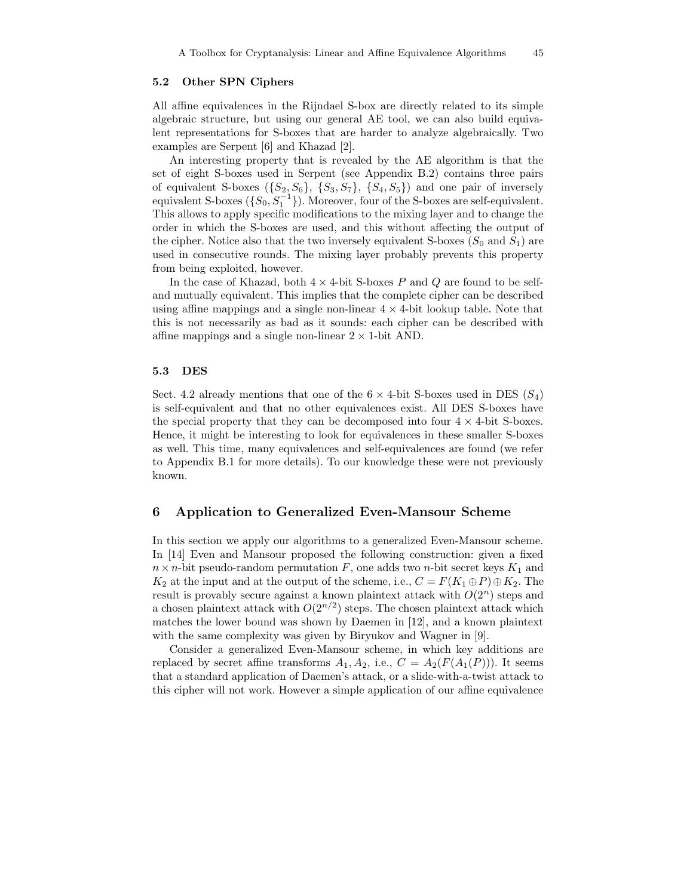### 5.2 Other SPN Ciphers

All affine equivalences in the Rijndael S-box are directly related to its simple algebraic structure, but using our general AE tool, we can also build equivalent representations for S-boxes that are harder to analyze algebraically. Two examples are Serpent [6] and Khazad [2].

An interesting property that is revealed by the AE algorithm is that the set of eight S-boxes used in Serpent (see Appendix B.2) contains three pairs of equivalent S-boxes ($\{S_2, S_6\}$, $\{S_3, S_7\}$, $\{S_4, S_5\}$) and one pair of inversely equivalent S-boxes ($\{S_0, S_1^{-1}\}$). Moreover, four of the S-boxes are self-equivalent. This allows to apply specific modifications to the mixing layer and to change the order in which the S-boxes are used, and this without affecting the output of the cipher. Notice also that the two inversely equivalent S-boxes ($S_0$ and $S_1$) are used in consecutive rounds. The mixing layer probably prevents this property from being exploited, however.

In the case of Khazad, both $4 \times 4$-bit S-boxes $P$ and $Q$ are found to be self- and mutually equivalent. This implies that the complete cipher can be described using affine mappings and a single non-linear $4 \times 4$-bit lookup table. Note that this is not necessarily as bad as it sounds: each cipher can be described with affine mappings and a single non-linear $2 \times 1$-bit AND.

### 5.3 DES

Sect. 4.2 already mentions that one of the $6 \times 4$-bit S-boxes used in DES ($S_4$) is self-equivalent and that no other equivalences exist. All DES S-boxes have the special property that they can be decomposed into four $4 \times 4$-bit S-boxes. Hence, it might be interesting to look for equivalences in these smaller S-boxes as well. This time, many equivalences and self-equivalences are found (we refer to Appendix B.1 for more details). To our knowledge these were not previously known.

## 6 Application to Generalized Even-Mansour Scheme

In this section we apply our algorithms to a generalized Even-Mansour scheme. In [14] Even and Mansour proposed the following construction: given a fixed $n \times n$-bit pseudo-random permutation $F$, one adds two $n$-bit secret keys $K_1$ and $K_2$ at the input and at the output of the scheme, i.e., $C = F(K_1 \oplus P) \oplus K_2$. The result is provably secure against a known plaintext attack with $O(2^n)$ steps and a chosen plaintext attack with $O(2^{n/2})$ steps. The chosen plaintext attack which matches the lower bound was shown by Daemen in [12], and a known plaintext with the same complexity was given by Biryukov and Wagner in [9].

Consider a generalized Even-Mansour scheme, in which key additions are replaced by secret affine transforms $A_1, A_2$, i.e., $C = A_2(F(A_1(P)))$. It seems that a standard application of Daemen's attack, or a slide-with-a-twist attack to this cipher will not work. However a simple application of our affine equivalence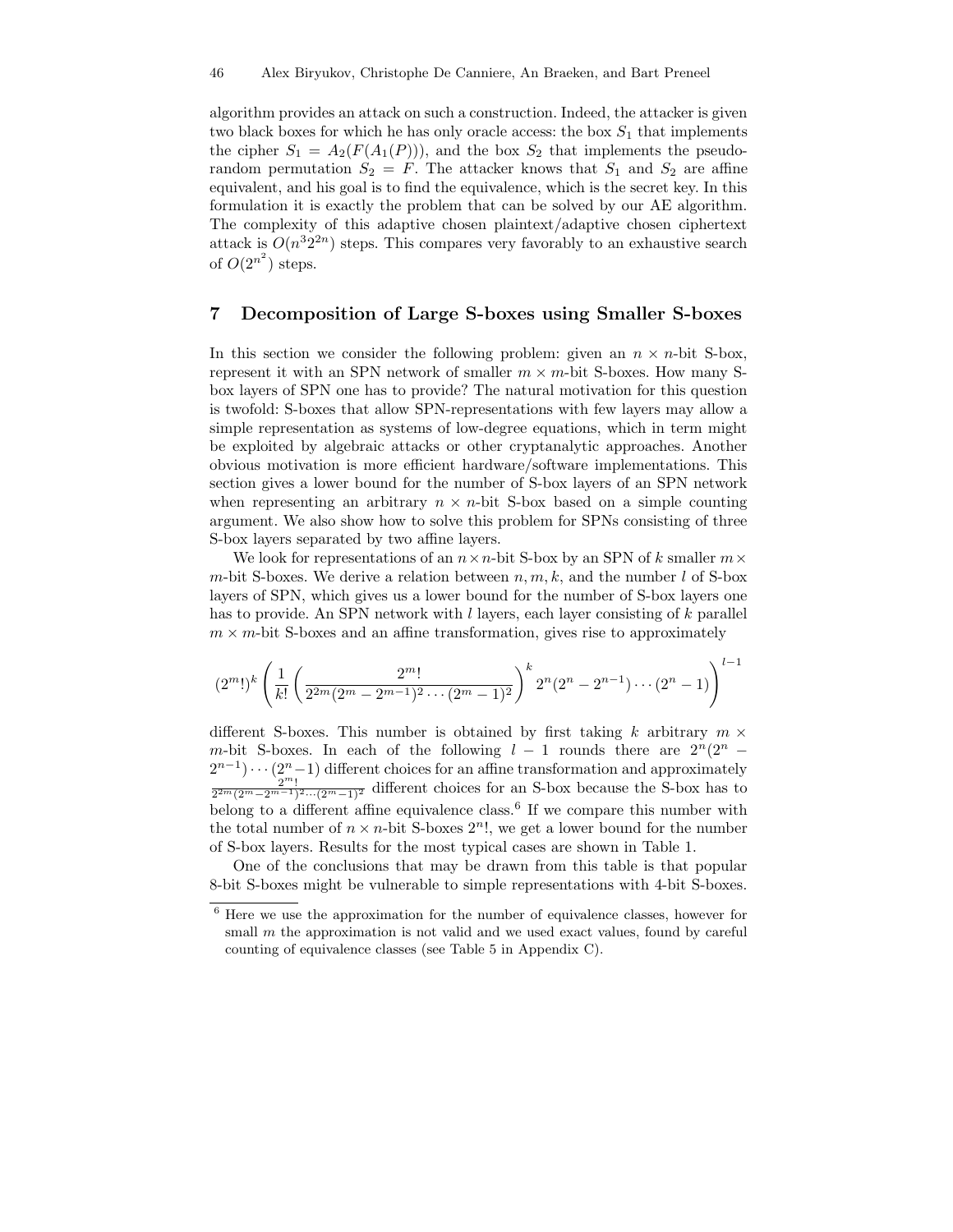algorithm provides an attack on such a construction. Indeed, the attacker is given two black boxes for which he has only oracle access: the box $S_1$ that implements the cipher $S_1 = A_2(F(A_1(P)))$, and the box $S_2$ that implements the pseudo-random permutation $S_2 = F$. The attacker knows that $S_1$ and $S_2$ are affine equivalent, and his goal is to find the equivalence, which is the secret key. In this formulation it is exactly the problem that can be solved by our AE algorithm. The complexity of this adaptive chosen plaintext/adaptive chosen ciphertext attack is $O(n^3 2^{2n})$ steps. This compares very favorably to an exhaustive search of $O(2^{n^2})$ steps.

## 7 Decomposition of Large S-boxes using Smaller S-boxes

In this section we consider the following problem: given an $n \times n$-bit S-box, represent it with an SPN network of smaller $m \times m$-bit S-boxes. How many S-box layers of SPN one has to provide? The natural motivation for this question is twofold: S-boxes that allow SPN-representations with few layers may allow a simple representation as systems of low-degree equations, which in term might be exploited by algebraic attacks or other cryptanalytic approaches. Another obvious motivation is more efficient hardware/software implementations. This section gives a lower bound for the number of S-box layers of an SPN network when representing an arbitrary $n \times n$-bit S-box based on a simple counting argument. We also show how to solve this problem for SPNs consisting of three S-box layers separated by two affine layers.

We look for representations of an $n \times n$-bit S-box by an SPN of $k$ smaller $m \times m$-bit S-boxes. We derive a relation between $n, m, k$, and the number $l$ of S-box layers of SPN, which gives us a lower bound for the number of S-box layers one has to provide. An SPN network with $l$ layers, each layer consisting of $k$ parallel $m \times m$-bit S-boxes and an affine transformation, gives rise to approximately

$$(2^m!)^k \left( \frac{1}{k!} \left( \frac{2^m!}{2^{2m}(2^m - 2^{m-1})^2 \cdots (2^m - 1)^2} \right)^k 2^n(2^n - 2^{n-1}) \cdots (2^n - 1) \right)^{l-1}$$

different S-boxes. This number is obtained by first taking $k$ arbitrary $m \times m$-bit S-boxes. In each of the following $l - 1$ rounds there are $2^n(2^n - 2^{n-1}) \cdots (2^n - 1)$ different choices for an affine transformation and approximately $\frac{2^m!}{2^{2m}(2^m - 2^{m-1})^2 \cdots (2^m - 1)^2}$ different choices for an S-box because the S-box has to belong to a different affine equivalence class.[6] If we compare this number with the total number of $n \times n$-bit S-boxes $2^n!$, we get a lower bound for the number of S-box layers. Results for the most typical cases are shown in Table 1.

One of the conclusions that may be drawn from this table is that popular 8-bit S-boxes might be vulnerable to simple representations with 4-bit S-boxes.

[6] Here we use the approximation for the number of equivalence classes, however for small $m$ the approximation is not valid and we used exact values, found by careful counting of equivalence classes (see Table 5 in Appendix C).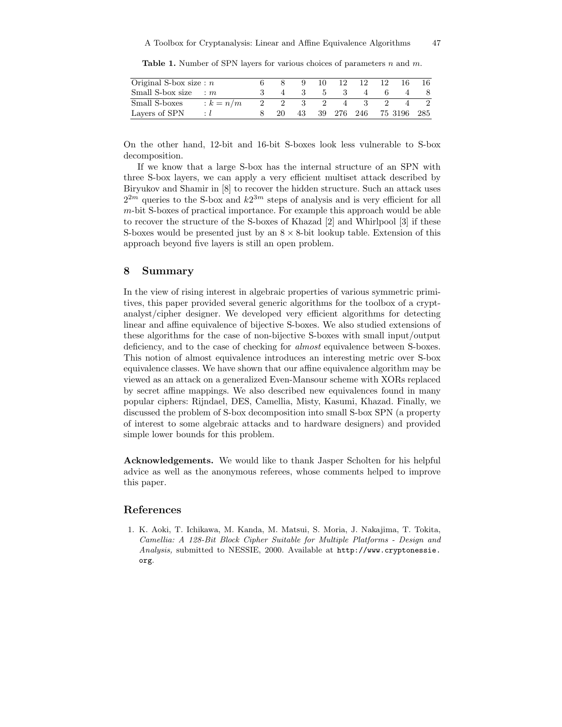**Table 1.** Number of SPN layers for various choices of parameters $n$ and $m$.

| | | | | | | | | | | |
|---|---|---|---|---|---|---|---|---|---|---|
| Original S-box size | : $n$ | 6 | 8 | 9 | 10 | 12 | 12 | 12 | 16 | 16 |
| Small S-box size | : $m$ | 3 | 4 | 3 | 5 | 3 | 4 | 6 | 4 | 8 |
| Small S-boxes | : $k = n/m$ | 2 | 2 | 3 | 2 | 4 | 3 | 2 | 4 | 2 |
| Layers of SPN | : $l$ | 8 | 20 | 43 | 39 | 276 | 246 | 75 | 3196 | 285 |

On the other hand, 12-bit and 16-bit S-boxes look less vulnerable to S-box decomposition.

If we know that a large S-box has the internal structure of an SPN with three S-box layers, we can apply a very efficient multiset attack described by Biryukov and Shamir in [8] to recover the hidden structure. Such an attack uses $2^{2m}$ queries to the S-box and $k2^{3m}$ steps of analysis and is very efficient for all $m$-bit S-boxes of practical importance. For example this approach would be able to recover the structure of the S-boxes of Khazad [2] and Whirlpool [3] if these S-boxes would be presented just by an $8 \times 8$-bit lookup table. Extension of this approach beyond five layers is still an open problem.

## 8 Summary

In the view of rising interest in algebraic properties of various symmetric primitives, this paper provided several generic algorithms for the toolbox of a cryptanalyst/cipher designer. We developed very efficient algorithms for detecting linear and affine equivalence of bijective S-boxes. We also studied extensions of these algorithms for the case of non-bijective S-boxes with small input/output deficiency, and to the case of checking for *almost* equivalence between S-boxes. This notion of almost equivalence introduces an interesting metric over S-box equivalence classes. We have shown that our affine equivalence algorithm may be viewed as an attack on a generalized Even-Mansour scheme with XORs replaced by secret affine mappings. We also described new equivalences found in many popular ciphers: Rijndael, DES, Camellia, Misty, Kasumi, Khazad. Finally, we discussed the problem of S-box decomposition into small S-box SPN (a property of interest to some algebraic attacks and to hardware designers) and provided simple lower bounds for this problem.

**Acknowledgements.** We would like to thank Jasper Scholten for his helpful advice as well as the anonymous referees, whose comments helped to improve this paper.

## References

1. K. Aoki, T. Ichikawa, M. Kanda, M. Matsui, S. Moria, J. Nakajima, T. Tokita, *Camellia: A 128-Bit Block Cipher Suitable for Multiple Platforms - Design and Analysis,* submitted to NESSIE, 2000. Available at http://www.cryptonessie.org.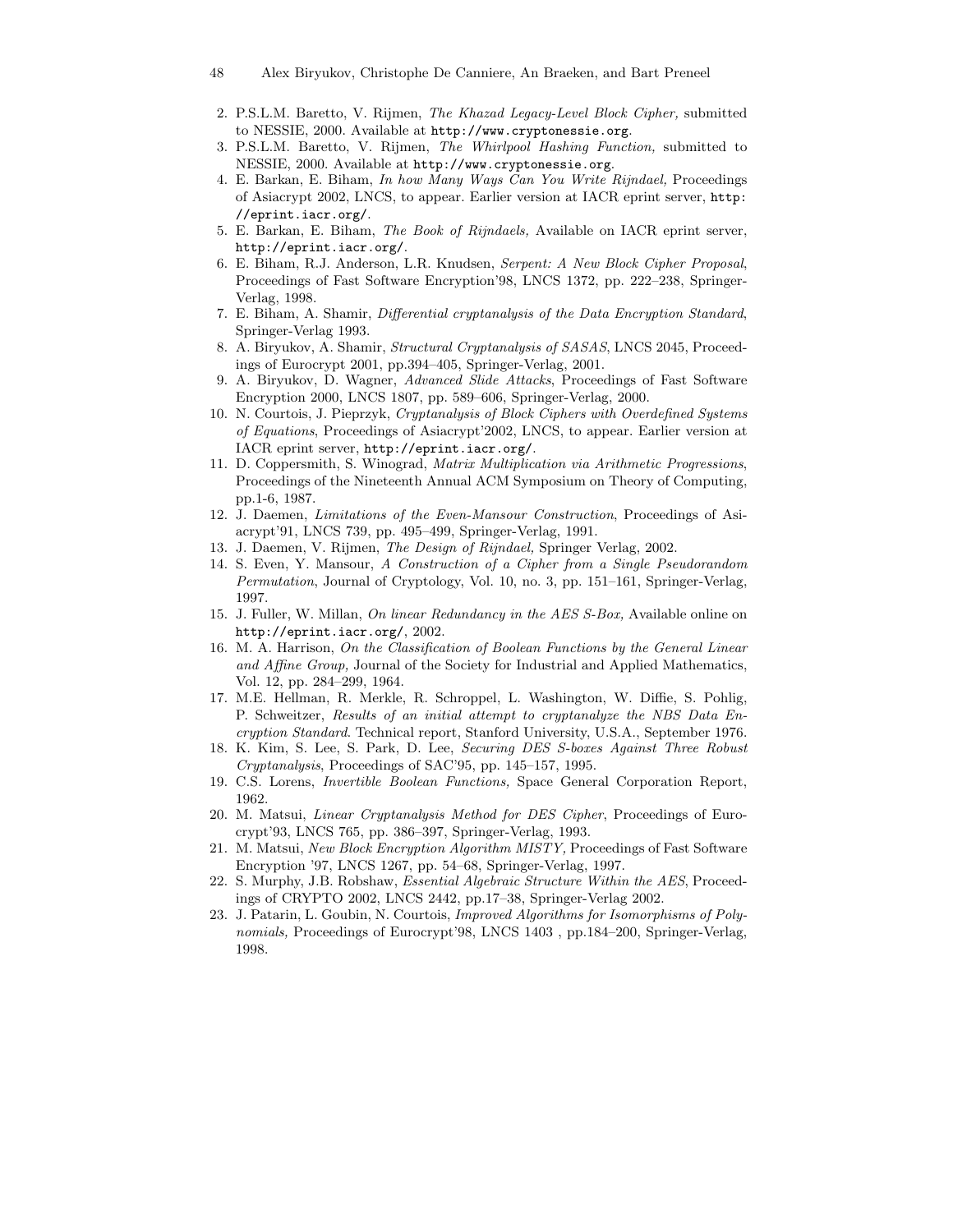2. P.S.L.M. Baretto, V. Rijmen, *The Khazad Legacy-Level Block Cipher,* submitted to NESSIE, 2000. Available at http://www.cryptonessie.org.
3. P.S.L.M. Baretto, V. Rijmen, *The Whirlpool Hashing Function,* submitted to NESSIE, 2000. Available at http://www.cryptonessie.org.
4. E. Barkan, E. Biham, *In how Many Ways Can You Write Rijndael,* Proceedings of Asiacrypt 2002, LNCS, to appear. Earlier version at IACR eprint server, http://eprint.iacr.org/.
5. E. Barkan, E. Biham, *The Book of Rijndaels,* Available on IACR eprint server, http://eprint.iacr.org/.
6. E. Biham, R.J. Anderson, L.R. Knudsen, *Serpent: A New Block Cipher Proposal*, Proceedings of Fast Software Encryption'98, LNCS 1372, pp. 222–238, Springer-Verlag, 1998.
7. E. Biham, A. Shamir, *Differential cryptanalysis of the Data Encryption Standard*, Springer-Verlag 1993.
8. A. Biryukov, A. Shamir, *Structural Cryptanalysis of SASAS*, LNCS 2045, Proceedings of Eurocrypt 2001, pp.394–405, Springer-Verlag, 2001.
9. A. Biryukov, D. Wagner, *Advanced Slide Attacks*, Proceedings of Fast Software Encryption 2000, LNCS 1807, pp. 589–606, Springer-Verlag, 2000.
10. N. Courtois, J. Pieprzyk, *Cryptanalysis of Block Ciphers with Overdefined Systems of Equations*, Proceedings of Asiacrypt'2002, LNCS, to appear. Earlier version at IACR eprint server, http://eprint.iacr.org/.
11. D. Coppersmith, S. Winograd, *Matrix Multiplication via Arithmetic Progressions*, Proceedings of the Nineteenth Annual ACM Symposium on Theory of Computing, pp.1-6, 1987.
12. J. Daemen, *Limitations of the Even-Mansour Construction*, Proceedings of Asiacrypt'91, LNCS 739, pp. 495–499, Springer-Verlag, 1991.
13. J. Daemen, V. Rijmen, *The Design of Rijndael,* Springer Verlag, 2002.
14. S. Even, Y. Mansour, *A Construction of a Cipher from a Single Pseudorandom Permutation*, Journal of Cryptology, Vol. 10, no. 3, pp. 151–161, Springer-Verlag, 1997.
15. J. Fuller, W. Millan, *On linear Redundancy in the AES S-Box,* Available online on http://eprint.iacr.org/, 2002.
16. M. A. Harrison, *On the Classification of Boolean Functions by the General Linear and Affine Group,* Journal of the Society for Industrial and Applied Mathematics, Vol. 12, pp. 284–299, 1964.
17. M.E. Hellman, R. Merkle, R. Schroppel, L. Washington, W. Diffie, S. Pohlig, P. Schweitzer, *Results of an initial attempt to cryptanalyze the NBS Data Encryption Standard*. Technical report, Stanford University, U.S.A., September 1976.
18. K. Kim, S. Lee, S. Park, D. Lee, *Securing DES S-boxes Against Three Robust Cryptanalysis*, Proceedings of SAC'95, pp. 145–157, 1995.
19. C.S. Lorens, *Invertible Boolean Functions,* Space General Corporation Report, 1962.
20. M. Matsui, *Linear Cryptanalysis Method for DES Cipher*, Proceedings of Eurocrypt'93, LNCS 765, pp. 386–397, Springer-Verlag, 1993.
21. M. Matsui, *New Block Encryption Algorithm MISTY,* Proceedings of Fast Software Encryption '97, LNCS 1267, pp. 54–68, Springer-Verlag, 1997.
22. S. Murphy, J.B. Robshaw, *Essential Algebraic Structure Within the AES*, Proceedings of CRYPTO 2002, LNCS 2442, pp.17–38, Springer-Verlag 2002.
23. J. Patarin, L. Goubin, N. Courtois, *Improved Algorithms for Isomorphisms of Polynomials,* Proceedings of Eurocrypt'98, LNCS 1403 , pp.184–200, Springer-Verlag, 1998.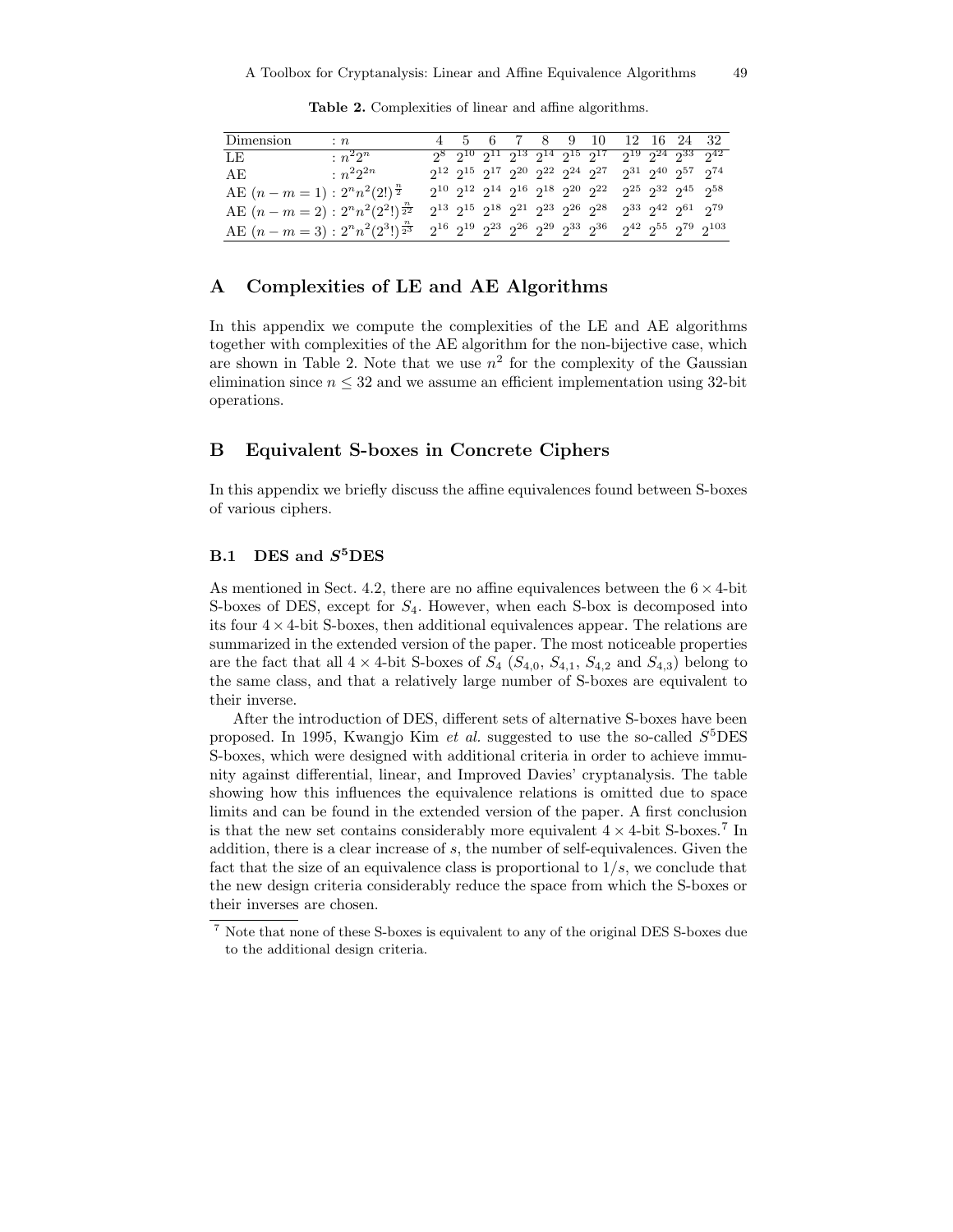**Table 2.** Complexities of linear and affine algorithms.

| Dimension | : $n$ | 4 | 5 | 6 | 7 | 8 | 9 | 10 | 12 | 16 | 24 | 32 |
|---|---|---|---|---|---|---|---|---|---|---|---|---|
| LE | : $n^2 2^n$ | $2^8$ | $2^{10}$ | $2^{11}$ | $2^{13}$ | $2^{14}$ | $2^{15}$ | $2^{17}$ | $2^{19}$ | $2^{24}$ | $2^{33}$ | $2^{42}$ |
| AE | : $n^2 2^{2n}$ | $2^{12}$ | $2^{15}$ | $2^{17}$ | $2^{20}$ | $2^{22}$ | $2^{24}$ | $2^{27}$ | $2^{31}$ | $2^{40}$ | $2^{57}$ | $2^{74}$ |
| AE $(n-m=1)$ | : $2^n n^2 (2!)^{\frac{n}{2}}$ | $2^{10}$ | $2^{12}$ | $2^{14}$ | $2^{16}$ | $2^{18}$ | $2^{20}$ | $2^{22}$ | $2^{25}$ | $2^{32}$ | $2^{45}$ | $2^{58}$ |
| AE $(n-m=2)$ | : $2^n n^2 (2^2!)^{\frac{n}{2^2}}$ | $2^{13}$ | $2^{15}$ | $2^{18}$ | $2^{21}$ | $2^{23}$ | $2^{26}$ | $2^{28}$ | $2^{33}$ | $2^{42}$ | $2^{61}$ | $2^{79}$ |
| AE $(n-m=3)$ | : $2^n n^2 (2^3!)^{\frac{n}{2^3}}$ | $2^{16}$ | $2^{19}$ | $2^{23}$ | $2^{26}$ | $2^{29}$ | $2^{33}$ | $2^{36}$ | $2^{42}$ | $2^{55}$ | $2^{79}$ | $2^{103}$ |

## A Complexities of LE and AE Algorithms

In this appendix we compute the complexities of the LE and AE algorithms together with complexities of the AE algorithm for the non-bijective case, which are shown in Table 2. Note that we use $n^2$ for the complexity of the Gaussian elimination since $n \leq 32$ and we assume an efficient implementation using 32-bit operations.

## B Equivalent S-boxes in Concrete Ciphers

In this appendix we briefly discuss the affine equivalences found between S-boxes of various ciphers.

### B.1 DES and $S^5$DES

As mentioned in Sect. 4.2, there are no affine equivalences between the $6 \times 4$-bit S-boxes of DES, except for $S_4$. However, when each S-box is decomposed into its four $4 \times 4$-bit S-boxes, then additional equivalences appear. The relations are summarized in the extended version of the paper. The most noticeable properties are the fact that all $4 \times 4$-bit S-boxes of $S_4$ ($S_{4,0}$, $S_{4,1}$, $S_{4,2}$ and $S_{4,3}$) belong to the same class, and that a relatively large number of S-boxes are equivalent to their inverse.

After the introduction of DES, different sets of alternative S-boxes have been proposed. In 1995, Kwangjo Kim *et al.* suggested to use the so-called $S^5$DES S-boxes, which were designed with additional criteria in order to achieve immunity against differential, linear, and Improved Davies' cryptanalysis. The table showing how this influences the equivalence relations is omitted due to space limits and can be found in the extended version of the paper. A first conclusion is that the new set contains considerably more equivalent $4 \times 4$-bit S-boxes.[7] In addition, there is a clear increase of $s$, the number of self-equivalences. Given the fact that the size of an equivalence class is proportional to $1/s$, we conclude that the new design criteria considerably reduce the space from which the S-boxes or their inverses are chosen.

[7] Note that none of these S-boxes is equivalent to any of the original DES S-boxes due to the additional design criteria.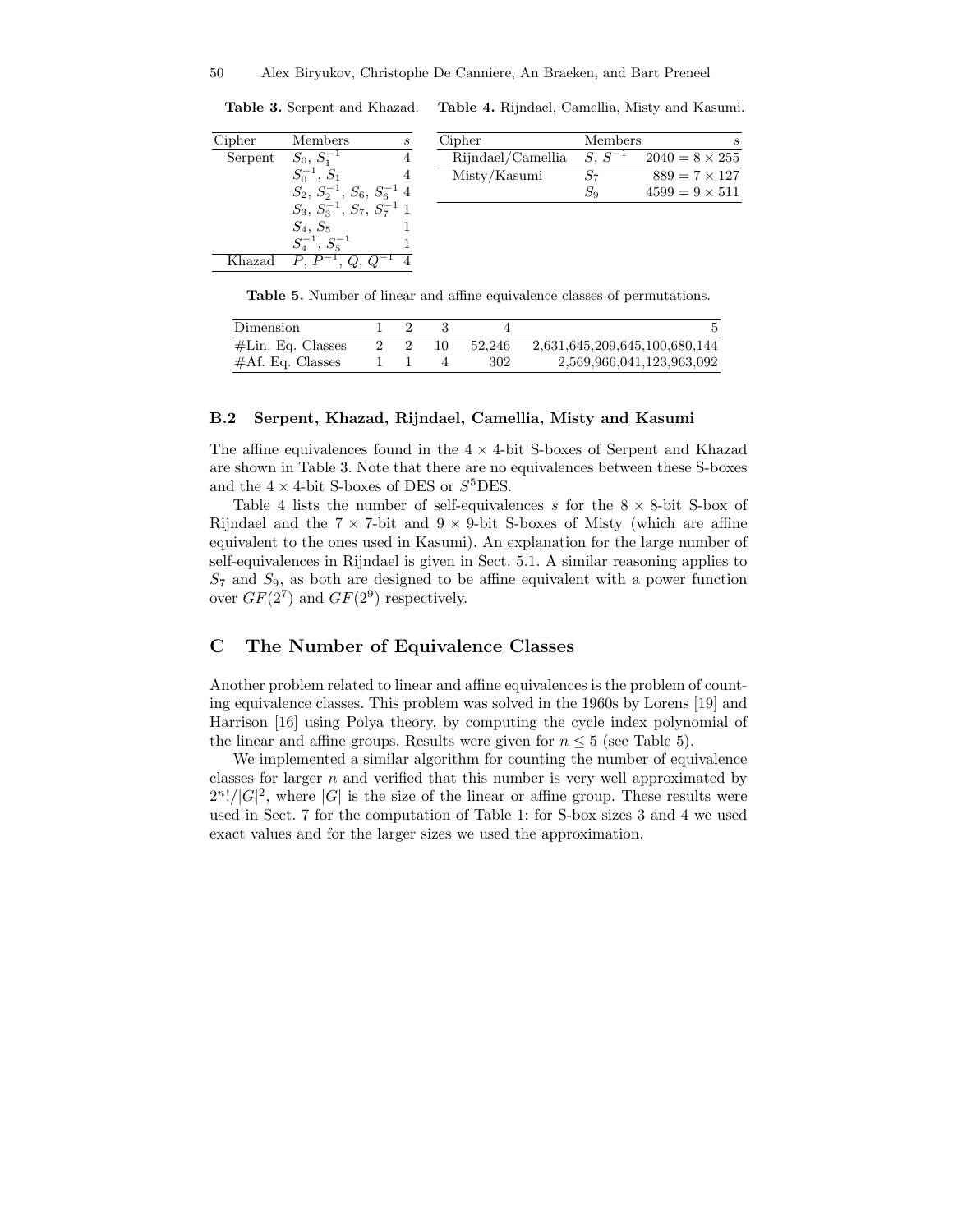**Table 3.** Serpent and Khazad.

| Cipher | Members | $s$ |
| --- | --- | --- |
| Serpent | $S_0$, $S_1^{-1}$ | 4 |
| | $S_0^{-1}$, $S_1$ | 4 |
| | $S_2$, $S_2^{-1}$, $S_6$, $S_6^{-1}$ | 4 |
| | $S_3$, $S_3^{-1}$, $S_7$, $S_7^{-1}$ | 1 |
| | $S_4$, $S_5$ | 1 |
| | $S_4^{-1}$, $S_5^{-1}$ | 1 |
| Khazad | $P$, $P^{-1}$, $Q$, $Q^{-1}$ | 4 |

**Table 4.** Rijndael, Camellia, Misty and Kasumi.

| Cipher | Members | $s$ |
| --- | --- | --- |
| Rijndael/Camellia | $S$, $S^{-1}$ | $2040 = 8 \times 255$ |
| Misty/Kasumi | $S_7$ | $889 = 7 \times 127$ |
| | $S_9$ | $4599 = 9 \times 511$ |

**Table 5.** Number of linear and affine equivalence classes of permutations.

| Dimension | 1 | 2 | 3 | 4 | 5 |
| --- | --- | --- | --- | --- | --- |
| #Lin. Eq. Classes | 2 | 2 | 10 | 52,246 | 2,631,645,209,645,100,680,144 |
| #Af. Eq. Classes | 1 | 1 | 4 | 302 | 2,569,966,041,123,963,092 |

### B.2 Serpent, Khazad, Rijndael, Camellia, Misty and Kasumi

The affine equivalences found in the $4 \times 4$-bit S-boxes of Serpent and Khazad are shown in Table 3. Note that there are no equivalences between these S-boxes and the $4 \times 4$-bit S-boxes of DES or $S^5$DES.

Table 4 lists the number of self-equivalences $s$ for the $8 \times 8$-bit S-box of Rijndael and the $7 \times 7$-bit and $9 \times 9$-bit S-boxes of Misty (which are affine equivalent to the ones used in Kasumi). An explanation for the large number of self-equivalences in Rijndael is given in Sect. 5.1. A similar reasoning applies to $S_7$ and $S_9$, as both are designed to be affine equivalent with a power function over $GF(2^7)$ and $GF(2^9)$ respectively.

## C The Number of Equivalence Classes

Another problem related to linear and affine equivalences is the problem of counting equivalence classes. This problem was solved in the 1960s by Lorens [19] and Harrison [16] using Polya theory, by computing the cycle index polynomial of the linear and affine groups. Results were given for $n \leq 5$ (see Table 5).

We implemented a similar algorithm for counting the number of equivalence classes for larger $n$ and verified that this number is very well approximated by $2^n!/|G|^2$, where $|G|$ is the size of the linear or affine group. These results were used in Sect. 7 for the computation of Table 1: for S-box sizes 3 and 4 we used exact values and for the larger sizes we used the approximation.